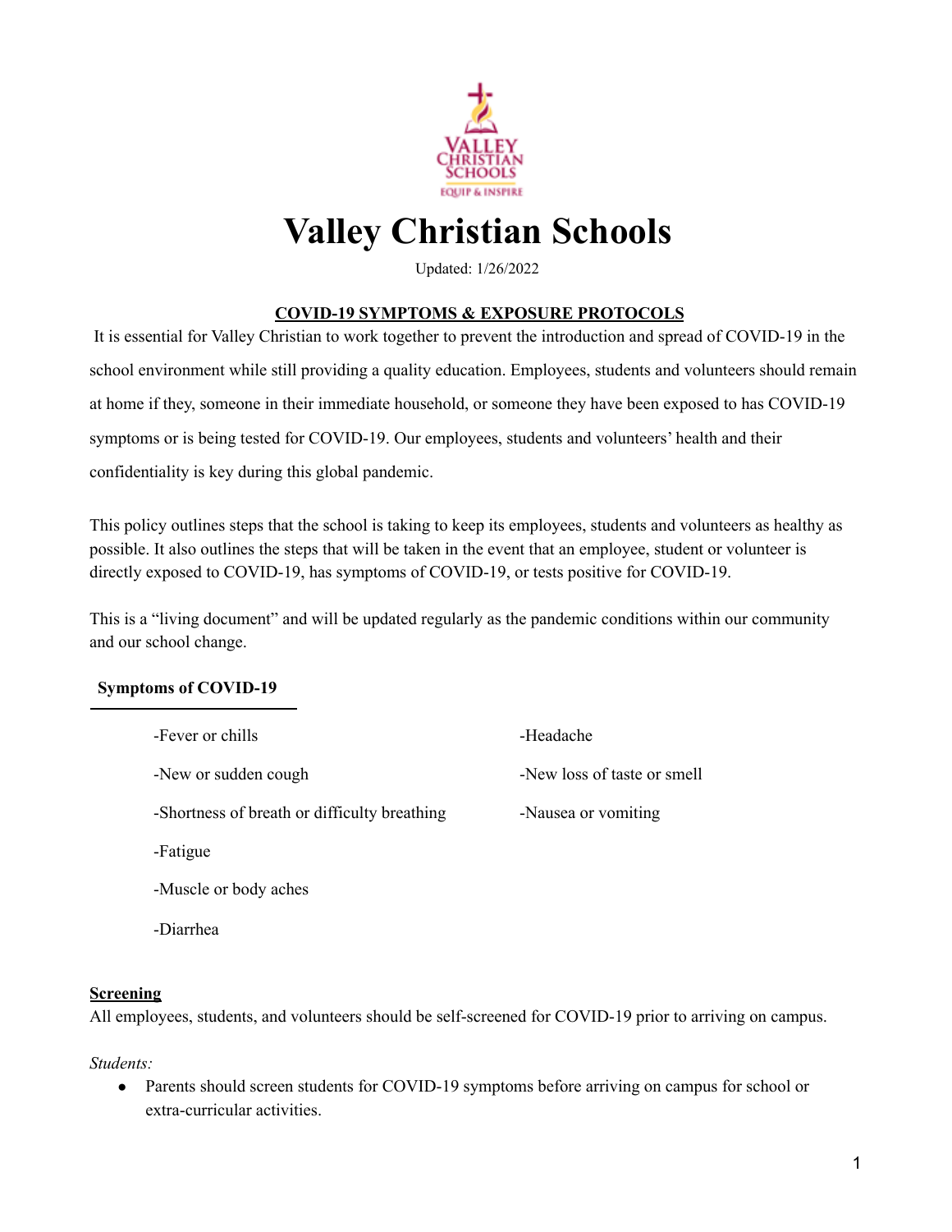# Valley Christian Schools

Updated: 1/26/2022

## COVID-19 SYMPTOMS & EXPOSURE PROTOCOLS

It is essential for Valley Christian to work together to prevent the introduction and spread of COVID-19 in the school environment while still providing a quality education. Employees, students and volunteers should remain at home if they, someone in their immediate household, or someone they have been exposed to has COVID-19 symptoms or is being tested for COVID-19. Our employees, students and volunteers' health and their confidentiality is key during this global pandemic.

This policy outlines steps that the school is taking to keep its employees, students and volunteers as healthy as possible. It also outlines the steps that will be taken in the event that an employee, student or volunteer is directly exposed to COVID-19, has symptoms of COVID-19, or tests positive for COVID-19.

This is a "living document" and will be updated regularly as the pandemic conditions within our community and our school change.

### Symptoms of COVID-19

-Fever or chills

-New or sudden cough

-Shortness of breath or difficulty breathing

-Fatigue

-Muscle or body aches

-Diarrhea

-Headache

-New loss of taste or smell

-Nausea or vomiting

### Screening

All employees, students, and volunteers should be self-screened for COVID-19 prior to arriving on campus.

*Students:*

- Parents should screen students for COVID-19 symptoms before arriving on campus for school or extra-curricular activities.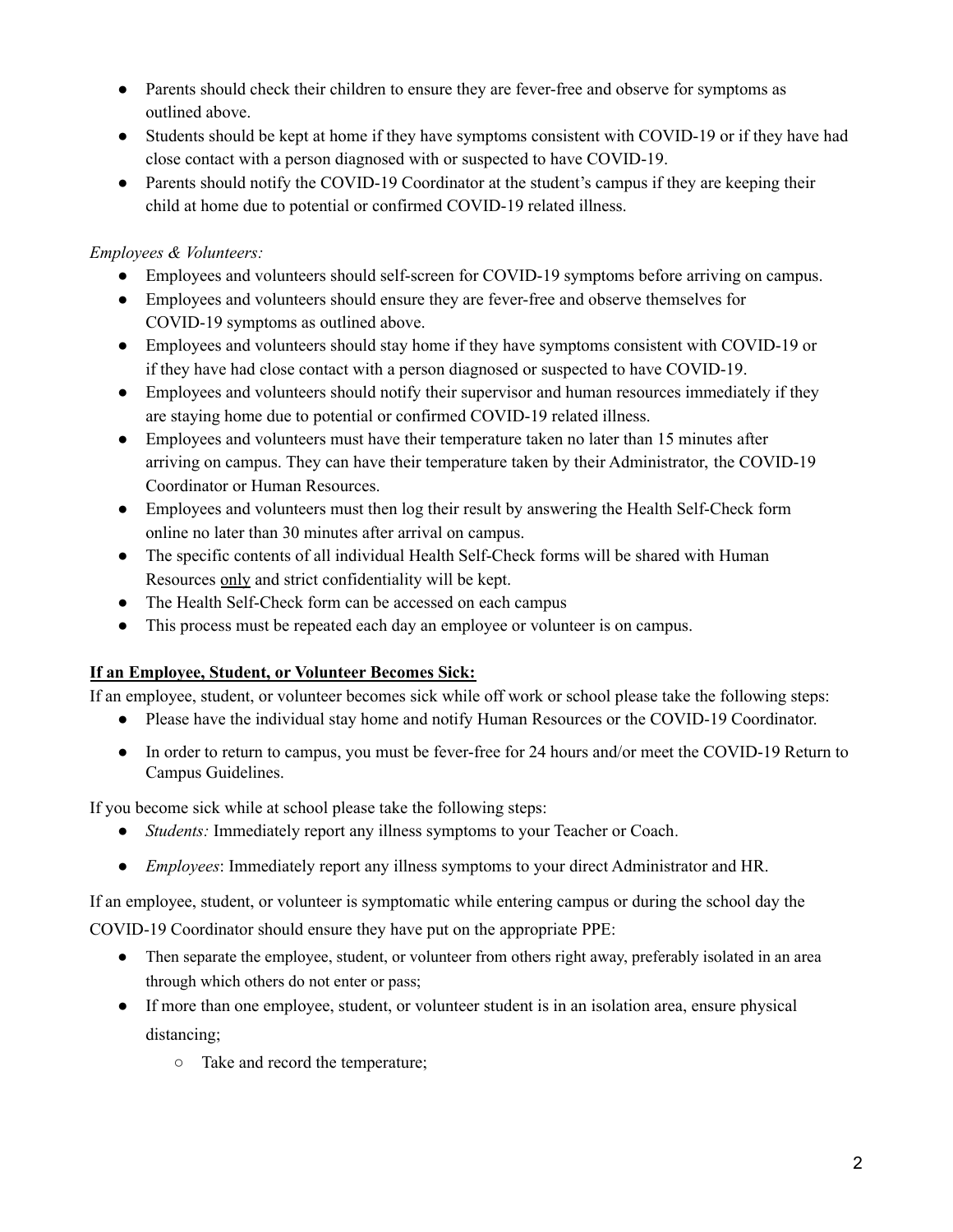- Parents should check their children to ensure they are fever-free and observe for symptoms as outlined above.
- Students should be kept at home if they have symptoms consistent with COVID-19 or if they have had close contact with a person diagnosed with or suspected to have COVID-19.
- Parents should notify the COVID-19 Coordinator at the student's campus if they are keeping their child at home due to potential or confirmed COVID-19 related illness.

*Employees & Volunteers:*

- Employees and volunteers should self-screen for COVID-19 symptoms before arriving on campus.
- Employees and volunteers should ensure they are fever-free and observe themselves for COVID-19 symptoms as outlined above.
- Employees and volunteers should stay home if they have symptoms consistent with COVID-19 or if they have had close contact with a person diagnosed or suspected to have COVID-19.
- Employees and volunteers should notify their supervisor and human resources immediately if they are staying home due to potential or confirmed COVID-19 related illness.
- Employees and volunteers must have their temperature taken no later than 15 minutes after arriving on campus. They can have their temperature taken by their Administrator, the COVID-19 Coordinator or Human Resources.
- Employees and volunteers must then log their result by answering the Health Self-Check form online no later than 30 minutes after arrival on campus.
- The specific contents of all individual Health Self-Check forms will be shared with Human Resources <u>only</u> and strict confidentiality will be kept.
- The Health Self-Check form can be accessed on each campus
- This process must be repeated each day an employee or volunteer is on campus.

**<u>If an Employee, Student, or Volunteer Becomes Sick:</u>**

If an employee, student, or volunteer becomes sick while off work or school please take the following steps:

- Please have the individual stay home and notify Human Resources or the COVID-19 Coordinator.
- In order to return to campus, you must be fever-free for 24 hours and/or meet the COVID-19 Return to Campus Guidelines.

If you become sick while at school please take the following steps:

- *Students:* Immediately report any illness symptoms to your Teacher or Coach.
- *Employees*: Immediately report any illness symptoms to your direct Administrator and HR.

If an employee, student, or volunteer is symptomatic while entering campus or during the school day the COVID-19 Coordinator should ensure they have put on the appropriate PPE:

- Then separate the employee, student, or volunteer from others right away, preferably isolated in an area through which others do not enter or pass;
- If more than one employee, student, or volunteer student is in an isolation area, ensure physical distancing;
    - Take and record the temperature;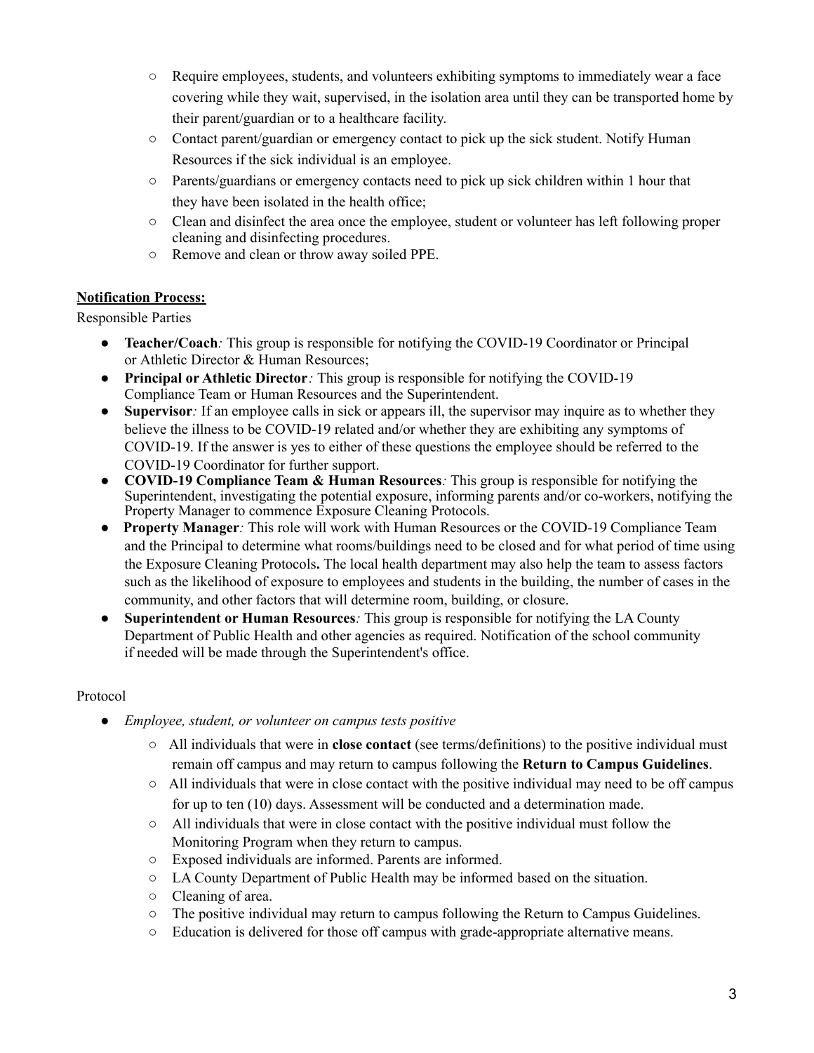- Require employees, students, and volunteers exhibiting symptoms to immediately wear a face covering while they wait, supervised, in the isolation area until they can be transported home by their parent/guardian or to a healthcare facility.
- Contact parent/guardian or emergency contact to pick up the sick student. Notify Human Resources if the sick individual is an employee.
- Parents/guardians or emergency contacts need to pick up sick children within 1 hour that they have been isolated in the health office;
- Clean and disinfect the area once the employee, student or volunteer has left following proper cleaning and disinfecting procedures.
- Remove and clean or throw away soiled PPE.

**Notification Process:**

Responsible Parties

- **Teacher/Coach***:* This group is responsible for notifying the COVID-19 Coordinator or Principal or Athletic Director & Human Resources;
- **Principal or Athletic Director***:* This group is responsible for notifying the COVID-19 Compliance Team or Human Resources and the Superintendent.
- **Supervisor***:* If an employee calls in sick or appears ill, the supervisor may inquire as to whether they believe the illness to be COVID-19 related and/or whether they are exhibiting any symptoms of COVID-19. If the answer is yes to either of these questions the employee should be referred to the COVID-19 Coordinator for further support.
- **COVID-19 Compliance Team & Human Resources***:* This group is responsible for notifying the Superintendent, investigating the potential exposure, informing parents and/or co-workers, notifying the Property Manager to commence Exposure Cleaning Protocols.
- **Property Manager***:* This role will work with Human Resources or the COVID-19 Compliance Team and the Principal to determine what rooms/buildings need to be closed and for what period of time using the Exposure Cleaning Protocols**.** The local health department may also help the team to assess factors such as the likelihood of exposure to employees and students in the building, the number of cases in the community, and other factors that will determine room, building, or closure.
- **Superintendent or Human Resources***:* This group is responsible for notifying the LA County Department of Public Health and other agencies as required. Notification of the school community if needed will be made through the Superintendent's office.

Protocol

- *Employee, student, or volunteer on campus tests positive*
  - All individuals that were in **close contact** (see terms/definitions) to the positive individual must remain off campus and may return to campus following the **Return to Campus Guidelines**.
  - All individuals that were in close contact with the positive individual may need to be off campus for up to ten (10) days. Assessment will be conducted and a determination made.
  - All individuals that were in close contact with the positive individual must follow the Monitoring Program when they return to campus.
  - Exposed individuals are informed. Parents are informed.
  - LA County Department of Public Health may be informed based on the situation.
  - Cleaning of area.
  - The positive individual may return to campus following the Return to Campus Guidelines.
  - Education is delivered for those off campus with grade-appropriate alternative means.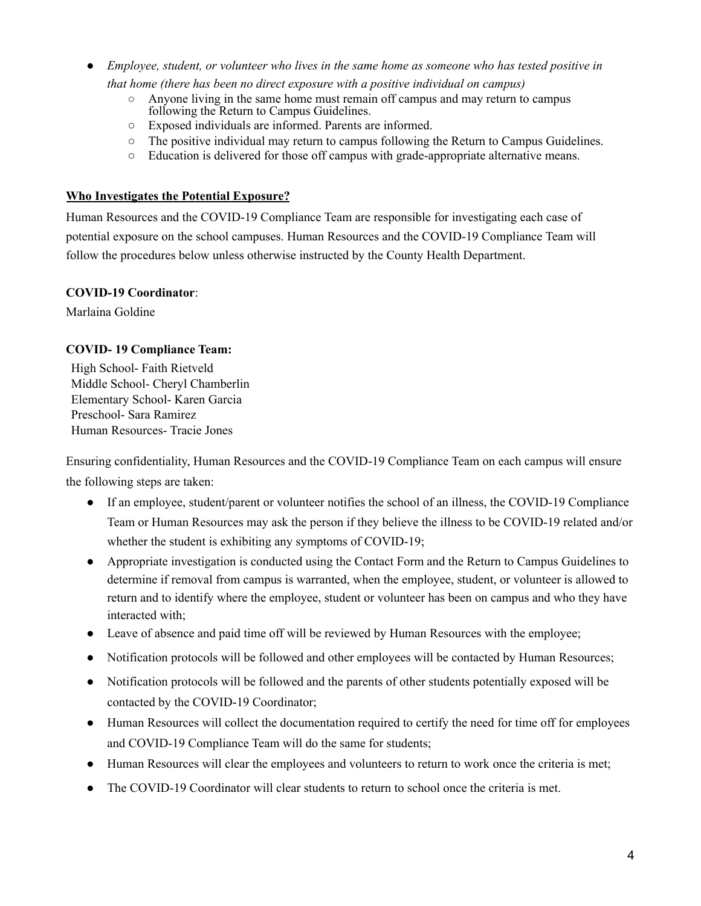- *Employee, student, or volunteer who lives in the same home as someone who has tested positive in that home (there has been no direct exposure with a positive individual on campus)*
  - Anyone living in the same home must remain off campus and may return to campus following the Return to Campus Guidelines.
  - Exposed individuals are informed. Parents are informed.
  - The positive individual may return to campus following the Return to Campus Guidelines.
  - Education is delivered for those off campus with grade-appropriate alternative means.

**Who Investigates the Potential Exposure?**

Human Resources and the COVID-19 Compliance Team are responsible for investigating each case of potential exposure on the school campuses. Human Resources and the COVID-19 Compliance Team will follow the procedures below unless otherwise instructed by the County Health Department.

**COVID-19 Coordinator**:
Marlaina Goldine

**COVID- 19 Compliance Team:**
High School- Faith Rietveld
Middle School- Cheryl Chamberlin
Elementary School- Karen Garcia
Preschool- Sara Ramirez
Human Resources- Tracie Jones

Ensuring confidentiality, Human Resources and the COVID-19 Compliance Team on each campus will ensure the following steps are taken:

- If an employee, student/parent or volunteer notifies the school of an illness, the COVID-19 Compliance Team or Human Resources may ask the person if they believe the illness to be COVID-19 related and/or whether the student is exhibiting any symptoms of COVID-19;
- Appropriate investigation is conducted using the Contact Form and the Return to Campus Guidelines to determine if removal from campus is warranted, when the employee, student, or volunteer is allowed to return and to identify where the employee, student or volunteer has been on campus and who they have interacted with;
- Leave of absence and paid time off will be reviewed by Human Resources with the employee;
- Notification protocols will be followed and other employees will be contacted by Human Resources;
- Notification protocols will be followed and the parents of other students potentially exposed will be contacted by the COVID-19 Coordinator;
- Human Resources will collect the documentation required to certify the need for time off for employees and COVID-19 Compliance Team will do the same for students;
- Human Resources will clear the employees and volunteers to return to work once the criteria is met;
- The COVID-19 Coordinator will clear students to return to school once the criteria is met.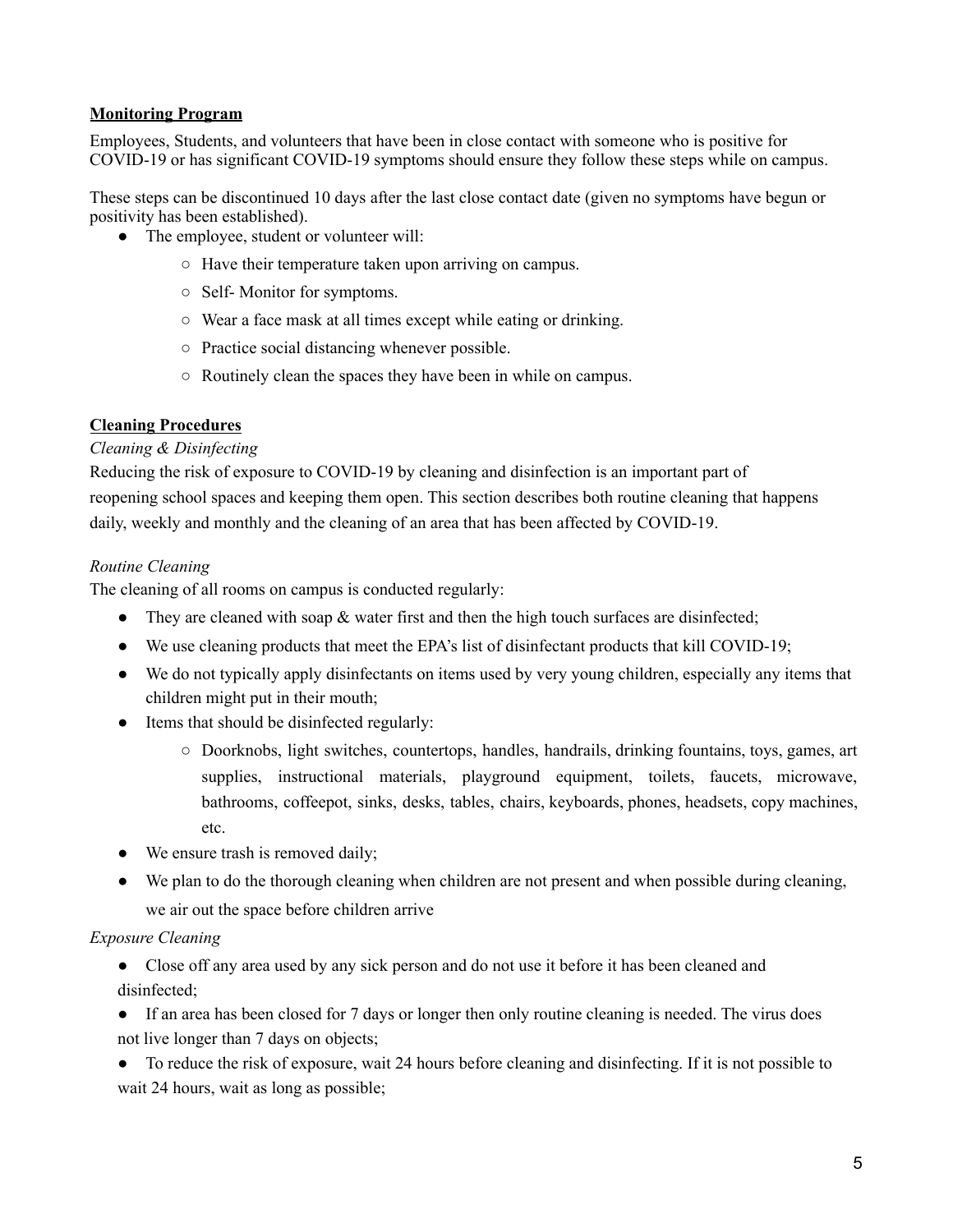**Monitoring Program**

Employees, Students, and volunteers that have been in close contact with someone who is positive for COVID-19 or has significant COVID-19 symptoms should ensure they follow these steps while on campus.

These steps can be discontinued 10 days after the last close contact date (given no symptoms have begun or positivity has been established).

- The employee, student or volunteer will:
  - Have their temperature taken upon arriving on campus.
  - Self- Monitor for symptoms.
  - Wear a face mask at all times except while eating or drinking.
  - Practice social distancing whenever possible.
  - Routinely clean the spaces they have been in while on campus.

**Cleaning Procedures**

*Cleaning & Disinfecting*

Reducing the risk of exposure to COVID-19 by cleaning and disinfection is an important part of reopening school spaces and keeping them open. This section describes both routine cleaning that happens daily, weekly and monthly and the cleaning of an area that has been affected by COVID-19.

*Routine Cleaning*

The cleaning of all rooms on campus is conducted regularly:

- They are cleaned with soap & water first and then the high touch surfaces are disinfected;
- We use cleaning products that meet the EPA's list of disinfectant products that kill COVID-19;
- We do not typically apply disinfectants on items used by very young children, especially any items that children might put in their mouth;
- Items that should be disinfected regularly:
  - Doorknobs, light switches, countertops, handles, handrails, drinking fountains, toys, games, art supplies, instructional materials, playground equipment, toilets, faucets, microwave, bathrooms, coffeepot, sinks, desks, tables, chairs, keyboards, phones, headsets, copy machines, etc.
- We ensure trash is removed daily;
- We plan to do the thorough cleaning when children are not present and when possible during cleaning, we air out the space before children arrive

*Exposure Cleaning*

- Close off any area used by any sick person and do not use it before it has been cleaned and disinfected;
- If an area has been closed for 7 days or longer then only routine cleaning is needed. The virus does not live longer than 7 days on objects;
- To reduce the risk of exposure, wait 24 hours before cleaning and disinfecting. If it is not possible to wait 24 hours, wait as long as possible;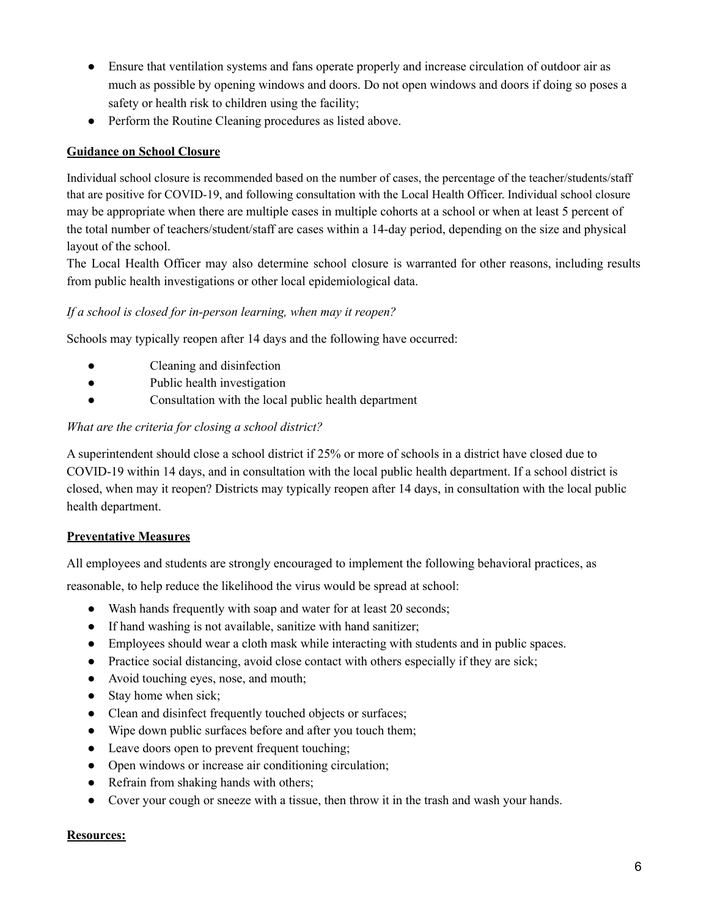- Ensure that ventilation systems and fans operate properly and increase circulation of outdoor air as much as possible by opening windows and doors. Do not open windows and doors if doing so poses a safety or health risk to children using the facility;
- Perform the Routine Cleaning procedures as listed above.

**Guidance on School Closure**

Individual school closure is recommended based on the number of cases, the percentage of the teacher/students/staff that are positive for COVID-19, and following consultation with the Local Health Officer. Individual school closure may be appropriate when there are multiple cases in multiple cohorts at a school or when at least 5 percent of the total number of teachers/student/staff are cases within a 14-day period, depending on the size and physical layout of the school.

The Local Health Officer may also determine school closure is warranted for other reasons, including results from public health investigations or other local epidemiological data.

*If a school is closed for in-person learning, when may it reopen?*

Schools may typically reopen after 14 days and the following have occurred:

- Cleaning and disinfection
- Public health investigation
- Consultation with the local public health department

*What are the criteria for closing a school district?*

A superintendent should close a school district if 25% or more of schools in a district have closed due to COVID-19 within 14 days, and in consultation with the local public health department. If a school district is closed, when may it reopen? Districts may typically reopen after 14 days, in consultation with the local public health department.

**Preventative Measures**

All employees and students are strongly encouraged to implement the following behavioral practices, as reasonable, to help reduce the likelihood the virus would be spread at school:

- Wash hands frequently with soap and water for at least 20 seconds;
- If hand washing is not available, sanitize with hand sanitizer;
- Employees should wear a cloth mask while interacting with students and in public spaces.
- Practice social distancing, avoid close contact with others especially if they are sick;
- Avoid touching eyes, nose, and mouth;
- Stay home when sick;
- Clean and disinfect frequently touched objects or surfaces;
- Wipe down public surfaces before and after you touch them;
- Leave doors open to prevent frequent touching;
- Open windows or increase air conditioning circulation;
- Refrain from shaking hands with others;
- Cover your cough or sneeze with a tissue, then throw it in the trash and wash your hands.

**Resources:**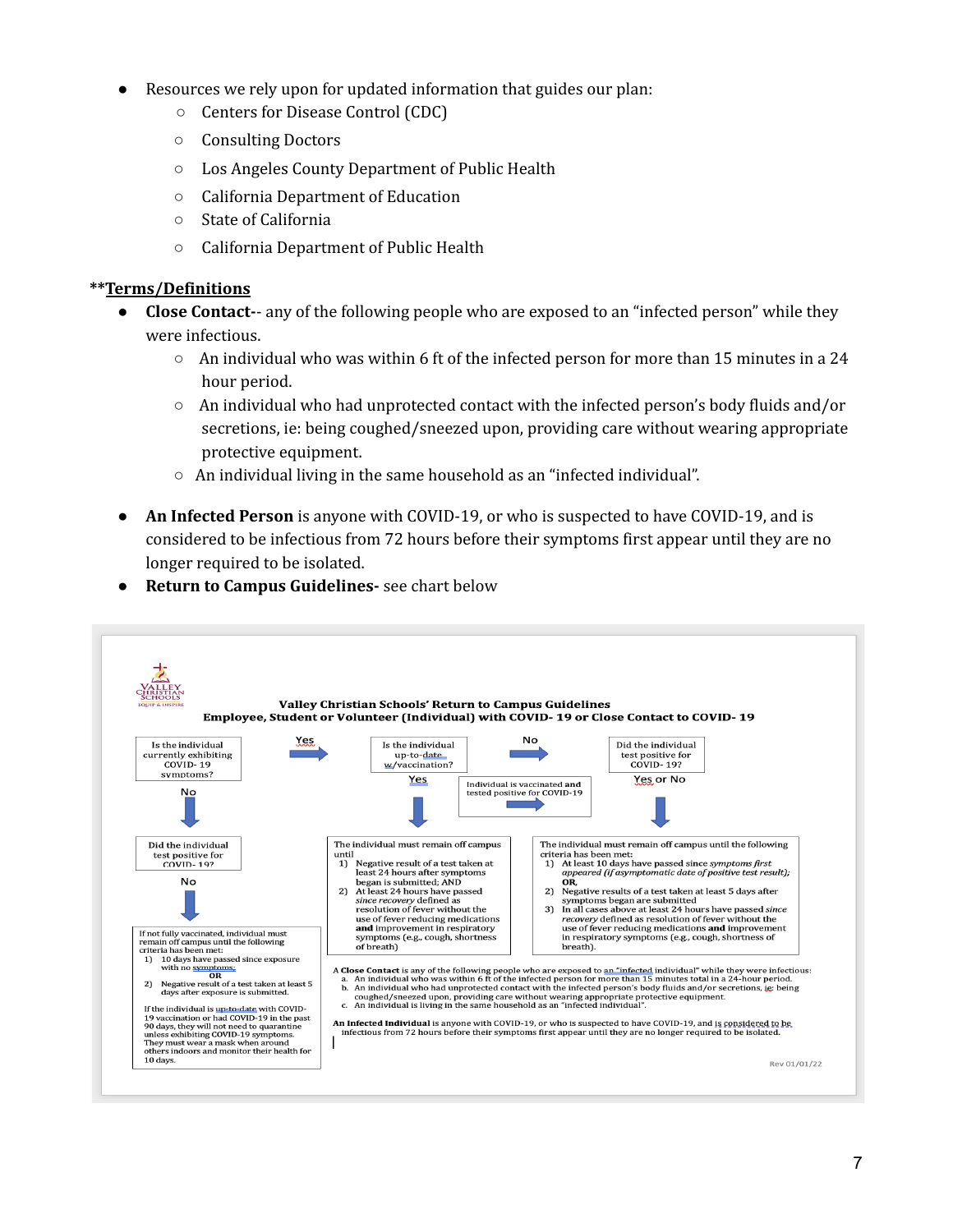- Resources we rely upon for updated information that guides our plan:
  - Centers for Disease Control (CDC)
  - Consulting Doctors
  - Los Angeles County Department of Public Health
  - California Department of Education
  - State of California
  - California Department of Public Health

****Terms/Definitions**

- **Close Contact**-- any of the following people who are exposed to an "infected person" while they were infectious.
  - An individual who was within 6 ft of the infected person for more than 15 minutes in a 24 hour period.
  - An individual who had unprotected contact with the infected person's body fluids and/or secretions, ie: being coughed/sneezed upon, providing care without wearing appropriate protective equipment.
  - An individual living in the same household as an "infected individual".
- **An Infected Person** is anyone with COVID-19, or who is suspected to have COVID-19, and is considered to be infectious from 72 hours before their symptoms first appear until they are no longer required to be isolated.
- **Return to Campus Guidelines-** see chart below

**Valley Christian Schools' Return to Campus Guidelines**
**Employee, Student or Volunteer (Individual) with COVID- 19 or Close Contact to COVID- 19**

Is the individual currently exhibiting COVID- 19 symptoms?

Yes → Is the individual up-to-date w/vaccination?

No → Did the individual test positive for COVID- 19?

Yes → Individual is vaccinated **and** tested positive for COVID-19 →

Yes or No →

The individual must remain off campus until
1) Negative result of a test taken at least 24 hours after symptoms began is submitted; AND
2) At least 24 hours have passed *since recovery* defined as resolution of fever without the use of fever reducing medications **and** improvement in respiratory symptoms (e.g., cough, shortness of breath)

The individual must remain off campus until the following criteria has been met:
1) At least 10 days have passed since *symptoms first appeared (if asymptomatic date of positive test result);* **OR**
2) Negative results of a test taken at least 5 days after symptoms began are submitted
3) In all cases above at least 24 hours have passed *since recovery* defined as resolution of fever without the use of fever reducing medications **and** improvement in respiratory symptoms (e.g., cough, shortness of breath).

No → Did the individual test positive for COVID- 19?

No →

If not fully vaccinated, individual must remain off campus until the following criteria has been met:
1) 10 days have passed since exposure with no symptoms.
**OR**
2) Negative result of a test taken at least 5 days after exposure is submitted.

If the individual is up-to-date with COVID-19 vaccination or had COVID-19 in the past 90 days, they will not need to quarantine unless exhibiting COVID-19 symptoms. They must wear a mask when around others indoors and monitor their health for 10 days.

A **Close Contact** is any of the following people who are exposed to an "infected individual" while they were infectious:
a. An individual who was within 6 ft of the infected person for more than 15 minutes total in a 24-hour period.
b. An individual who had unprotected contact with the infected person's body fluids and/or secretions, ie: being coughed/sneezed upon, providing care without wearing appropriate protective equipment.
c. An individual is living in the same household as an "infected individual".

**An Infected Individual** is anyone with COVID-19, or who is suspected to have COVID-19, and is considered to be infectious from 72 hours before their symptoms first appear until they are no longer required to be isolated.

Rev 01/01/22